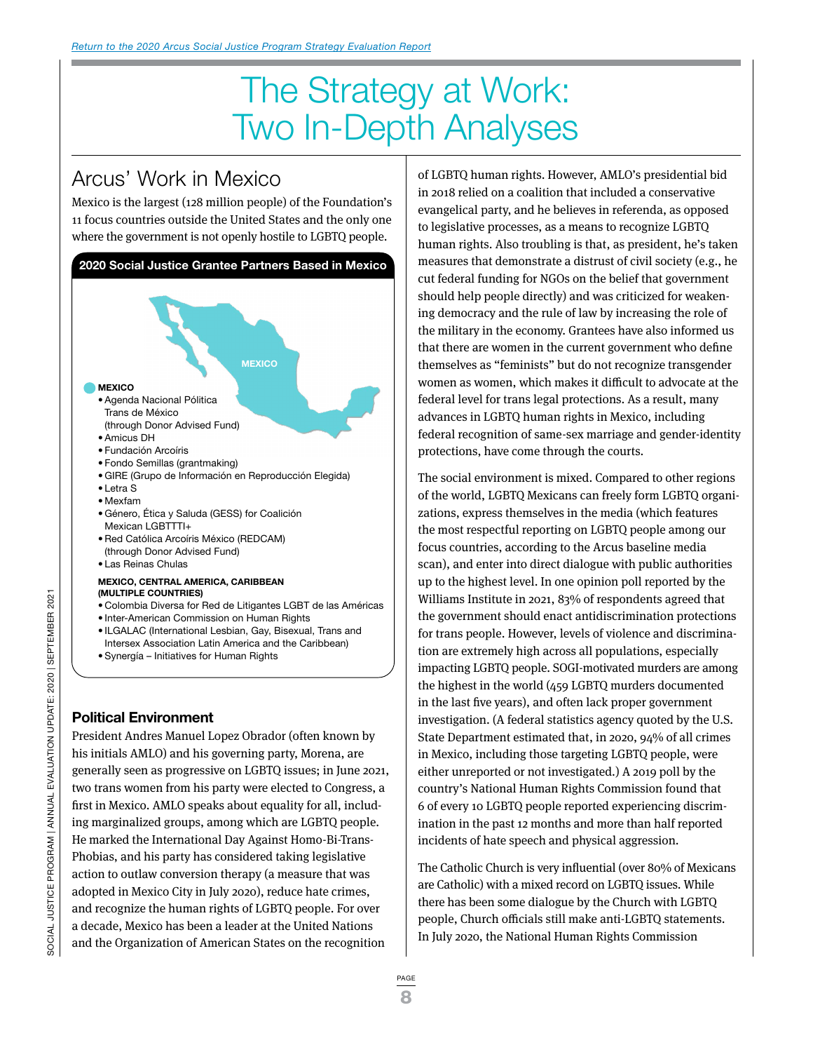[Return to the 2020 Arcus Social Justice Program Strategy Evaluation Report]

# The Strategy at Work: Two In-Depth Analyses

## Arcus' Work in Mexico

Mexico is the largest (128 million people) of the Foundation's 11 focus countries outside the United States and the only one where the government is not openly hostile to LGBTQ people.

**2020 Social Justice Grantee Partners Based in Mexico**

**MEXICO**

- Agenda Nacional Política Trans de México (through Donor Advised Fund)
- Amicus DH
- Fundación Arcoíris
- Fondo Semillas (grantmaking)
- GIRE (Grupo de Información en Reproducción Elegida)
- Letra S
- Mexfam
- Género, Ética y Saluda (GESS) for Coalición Mexican LGBTTTI+
- Red Católica Arcoíris México (REDCAM) (through Donor Advised Fund)
- Las Reinas Chulas

**MEXICO, CENTRAL AMERICA, CARIBBEAN (MULTIPLE COUNTRIES)**

- Colombia Diversa for Red de Litigantes LGBT de las Américas
- Inter-American Commission on Human Rights
- ILGALAC (International Lesbian, Gay, Bisexual, Trans and Intersex Association Latin America and the Caribbean)
- Synergía – Initiatives for Human Rights

### Political Environment

President Andres Manuel Lopez Obrador (often known by his initials AMLO) and his governing party, Morena, are generally seen as progressive on LGBTQ issues; in June 2021, two trans women from his party were elected to Congress, a first in Mexico. AMLO speaks about equality for all, including marginalized groups, among which are LGBTQ people. He marked the International Day Against Homo-Bi-Trans-Phobias, and his party has considered taking legislative action to outlaw conversion therapy (a measure that was adopted in Mexico City in July 2020), reduce hate crimes, and recognize the human rights of LGBTQ people. For over a decade, Mexico has been a leader at the United Nations and the Organization of American States on the recognition of LGBTQ human rights. However, AMLO's presidential bid in 2018 relied on a coalition that included a conservative evangelical party, and he believes in referenda, as opposed to legislative processes, as a means to recognize LGBTQ human rights. Also troubling is that, as president, he's taken measures that demonstrate a distrust of civil society (e.g., he cut federal funding for NGOs on the belief that government should help people directly) and was criticized for weakening democracy and the rule of law by increasing the role of the military in the economy. Grantees have also informed us that there are women in the current government who define themselves as "feminists" but do not recognize transgender women as women, which makes it difficult to advocate at the federal level for trans legal protections. As a result, many advances in LGBTQ human rights in Mexico, including federal recognition of same-sex marriage and gender-identity protections, have come through the courts.

The social environment is mixed. Compared to other regions of the world, LGBTQ Mexicans can freely form LGBTQ organizations, express themselves in the media (which features the most respectful reporting on LGBTQ people among our focus countries, according to the Arcus baseline media scan), and enter into direct dialogue with public authorities up to the highest level. In one opinion poll reported by the Williams Institute in 2021, 83% of respondents agreed that the government should enact antidiscrimination protections for trans people. However, levels of violence and discrimination are extremely high across all populations, especially impacting LGBTQ people. SOGI-motivated murders are among the highest in the world (459 LGBTQ murders documented in the last five years), and often lack proper government investigation. (A federal statistics agency quoted by the U.S. State Department estimated that, in 2020, 94% of all crimes in Mexico, including those targeting LGBTQ people, were either unreported or not investigated.) A 2019 poll by the country's National Human Rights Commission found that 6 of every 10 LGBTQ people reported experiencing discrimination in the past 12 months and more than half reported incidents of hate speech and physical aggression.

The Catholic Church is very influential (over 80% of Mexicans are Catholic) with a mixed record on LGBTQ issues. While there has been some dialogue by the Church with LGBTQ people, Church officials still make anti-LGBTQ statements. In July 2020, the National Human Rights Commission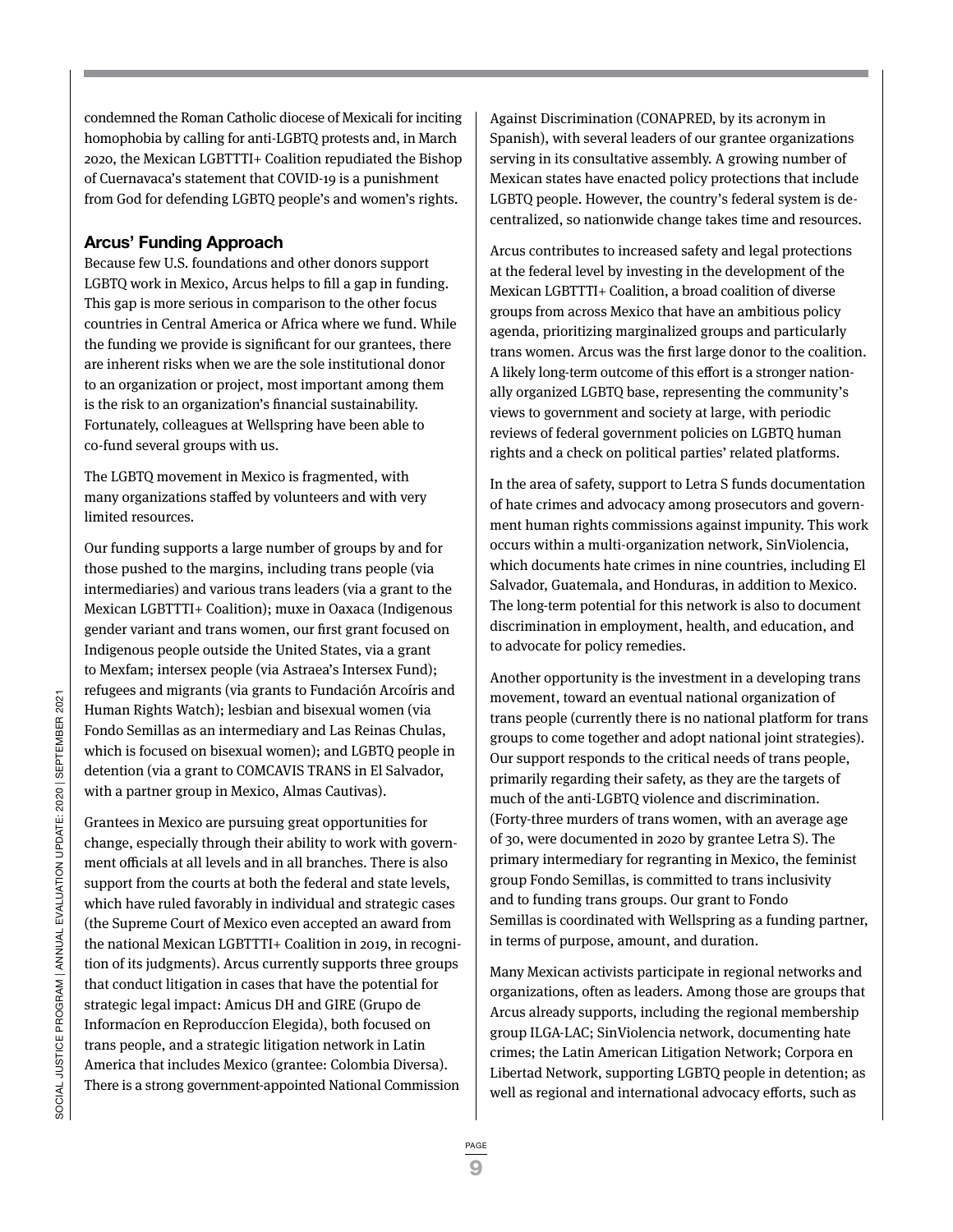condemned the Roman Catholic diocese of Mexicali for inciting homophobia by calling for anti-LGBTQ protests and, in March 2020, the Mexican LGBTTTI+ Coalition repudiated the Bishop of Cuernavaca's statement that COVID-19 is a punishment from God for defending LGBTQ people's and women's rights.

### Arcus' Funding Approach

Because few U.S. foundations and other donors support LGBTQ work in Mexico, Arcus helps to fill a gap in funding. This gap is more serious in comparison to the other focus countries in Central America or Africa where we fund. While the funding we provide is significant for our grantees, there are inherent risks when we are the sole institutional donor to an organization or project, most important among them is the risk to an organization's financial sustainability. Fortunately, colleagues at Wellspring have been able to co-fund several groups with us.

The LGBTQ movement in Mexico is fragmented, with many organizations staffed by volunteers and with very limited resources.

Our funding supports a large number of groups by and for those pushed to the margins, including trans people (via intermediaries) and various trans leaders (via a grant to the Mexican LGBTTTI+ Coalition); muxe in Oaxaca (Indigenous gender variant and trans women, our first grant focused on Indigenous people outside the United States, via a grant to Mexfam; intersex people (via Astraea's Intersex Fund); refugees and migrants (via grants to Fundación Arcoíris and Human Rights Watch); lesbian and bisexual women (via Fondo Semillas as an intermediary and Las Reinas Chulas, which is focused on bisexual women); and LGBTQ people in detention (via a grant to COMCAVIS TRANS in El Salvador, with a partner group in Mexico, Almas Cautivas).

Grantees in Mexico are pursuing great opportunities for change, especially through their ability to work with government officials at all levels and in all branches. There is also support from the courts at both the federal and state levels, which have ruled favorably in individual and strategic cases (the Supreme Court of Mexico even accepted an award from the national Mexican LGBTTTI+ Coalition in 2019, in recognition of its judgments). Arcus currently supports three groups that conduct litigation in cases that have the potential for strategic legal impact: Amicus DH and GIRE (Grupo de Informacíon en Reproduccíon Elegida), both focused on trans people, and a strategic litigation network in Latin America that includes Mexico (grantee: Colombia Diversa). There is a strong government-appointed National Commission Against Discrimination (CONAPRED, by its acronym in Spanish), with several leaders of our grantee organizations serving in its consultative assembly. A growing number of Mexican states have enacted policy protections that include LGBTQ people. However, the country's federal system is decentralized, so nationwide change takes time and resources.

Arcus contributes to increased safety and legal protections at the federal level by investing in the development of the Mexican LGBTTTI+ Coalition, a broad coalition of diverse groups from across Mexico that have an ambitious policy agenda, prioritizing marginalized groups and particularly trans women. Arcus was the first large donor to the coalition. A likely long-term outcome of this effort is a stronger nationally organized LGBTQ base, representing the community's views to government and society at large, with periodic reviews of federal government policies on LGBTQ human rights and a check on political parties' related platforms.

In the area of safety, support to Letra S funds documentation of hate crimes and advocacy among prosecutors and government human rights commissions against impunity. This work occurs within a multi-organization network, SinViolencia, which documents hate crimes in nine countries, including El Salvador, Guatemala, and Honduras, in addition to Mexico. The long-term potential for this network is also to document discrimination in employment, health, and education, and to advocate for policy remedies.

Another opportunity is the investment in a developing trans movement, toward an eventual national organization of trans people (currently there is no national platform for trans groups to come together and adopt national joint strategies). Our support responds to the critical needs of trans people, primarily regarding their safety, as they are the targets of much of the anti-LGBTQ violence and discrimination. (Forty-three murders of trans women, with an average age of 30, were documented in 2020 by grantee Letra S). The primary intermediary for regranting in Mexico, the feminist group Fondo Semillas, is committed to trans inclusivity and to funding trans groups. Our grant to Fondo Semillas is coordinated with Wellspring as a funding partner, in terms of purpose, amount, and duration.

Many Mexican activists participate in regional networks and organizations, often as leaders. Among those are groups that Arcus already supports, including the regional membership group ILGA-LAC; SinViolencia network, documenting hate crimes; the Latin American Litigation Network; Corpora en Libertad Network, supporting LGBTQ people in detention; as well as regional and international advocacy efforts, such as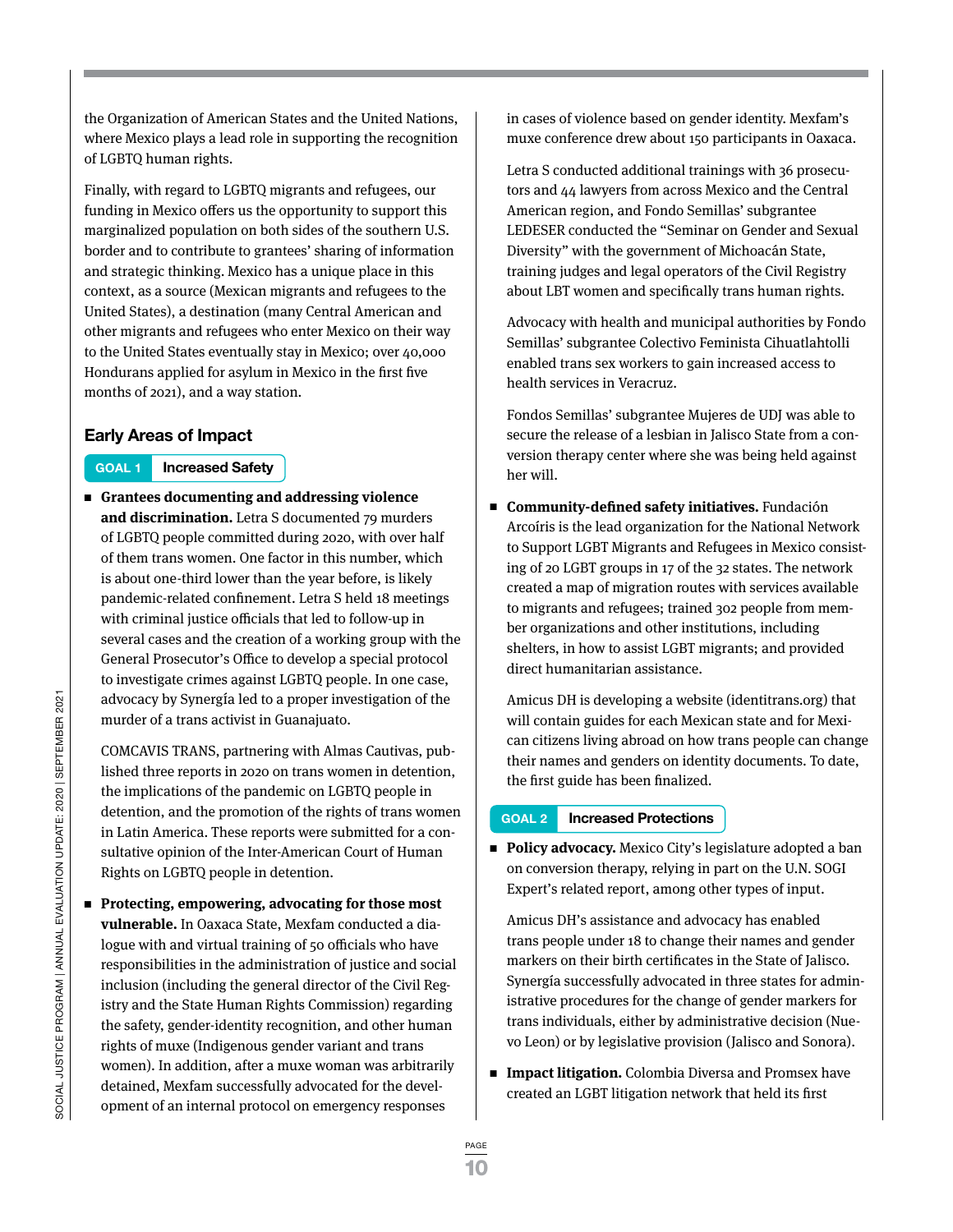the Organization of American States and the United Nations, where Mexico plays a lead role in supporting the recognition of LGBTQ human rights.

Finally, with regard to LGBTQ migrants and refugees, our funding in Mexico offers us the opportunity to support this marginalized population on both sides of the southern U.S. border and to contribute to grantees' sharing of information and strategic thinking. Mexico has a unique place in this context, as a source (Mexican migrants and refugees to the United States), a destination (many Central American and other migrants and refugees who enter Mexico on their way to the United States eventually stay in Mexico; over 40,000 Hondurans applied for asylum in Mexico in the first five months of 2021), and a way station.

## Early Areas of Impact

**GOAL 1 Increased Safety**

- **Grantees documenting and addressing violence and discrimination.** Letra S documented 79 murders of LGBTQ people committed during 2020, with over half of them trans women. One factor in this number, which is about one-third lower than the year before, is likely pandemic-related confinement. Letra S held 18 meetings with criminal justice officials that led to follow-up in several cases and the creation of a working group with the General Prosecutor's Office to develop a special protocol to investigate crimes against LGBTQ people. In one case, advocacy by Synergía led to a proper investigation of the murder of a trans activist in Guanajuato.

  COMCAVIS TRANS, partnering with Almas Cautivas, published three reports in 2020 on trans women in detention, the implications of the pandemic on LGBTQ people in detention, and the promotion of the rights of trans women in Latin America. These reports were submitted for a consultative opinion of the Inter-American Court of Human Rights on LGBTQ people in detention.

- **Protecting, empowering, advocating for those most vulnerable.** In Oaxaca State, Mexfam conducted a dialogue with and virtual training of 50 officials who have responsibilities in the administration of justice and social inclusion (including the general director of the Civil Registry and the State Human Rights Commission) regarding the safety, gender-identity recognition, and other human rights of muxe (Indigenous gender variant and trans women). In addition, after a muxe woman was arbitrarily detained, Mexfam successfully advocated for the development of an internal protocol on emergency responses in cases of violence based on gender identity. Mexfam's muxe conference drew about 150 participants in Oaxaca.

  Letra S conducted additional trainings with 36 prosecutors and 44 lawyers from across Mexico and the Central American region, and Fondo Semillas' subgrantee LEDESER conducted the "Seminar on Gender and Sexual Diversity" with the government of Michoacán State, training judges and legal operators of the Civil Registry about LBT women and specifically trans human rights.

  Advocacy with health and municipal authorities by Fondo Semillas' subgrantee Colectivo Feminista Cihuatlahtolli enabled trans sex workers to gain increased access to health services in Veracruz.

  Fondos Semillas' subgrantee Mujeres de UDJ was able to secure the release of a lesbian in Jalisco State from a conversion therapy center where she was being held against her will.

- **Community-defined safety initiatives.** Fundación Arcoíris is the lead organization for the National Network to Support LGBT Migrants and Refugees in Mexico consisting of 20 LGBT groups in 17 of the 32 states. The network created a map of migration routes with services available to migrants and refugees; trained 302 people from member organizations and other institutions, including shelters, in how to assist LGBT migrants; and provided direct humanitarian assistance.

  Amicus DH is developing a website (identitrans.org) that will contain guides for each Mexican state and for Mexican citizens living abroad on how trans people can change their names and genders on identity documents. To date, the first guide has been finalized.

**GOAL 2 Increased Protections**

- **Policy advocacy.** Mexico City's legislature adopted a ban on conversion therapy, relying in part on the U.N. SOGI Expert's related report, among other types of input.

  Amicus DH's assistance and advocacy has enabled trans people under 18 to change their names and gender markers on their birth certificates in the State of Jalisco. Synergía successfully advocated in three states for administrative procedures for the change of gender markers for trans individuals, either by administrative decision (Nuevo Leon) or by legislative provision (Jalisco and Sonora).

- **Impact litigation.** Colombia Diversa and Promsex have created an LGBT litigation network that held its first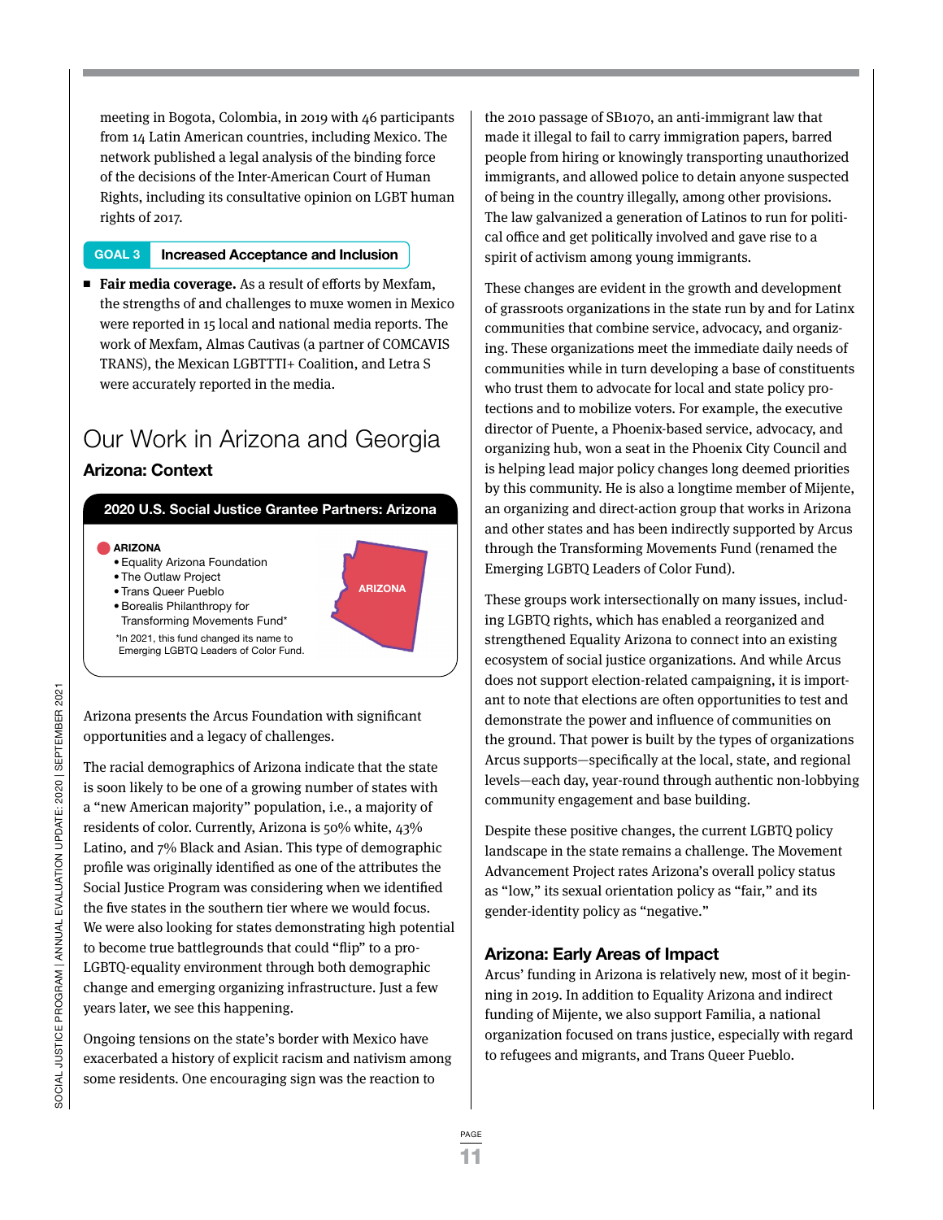meeting in Bogota, Colombia, in 2019 with 46 participants from 14 Latin American countries, including Mexico. The network published a legal analysis of the binding force of the decisions of the Inter-American Court of Human Rights, including its consultative opinion on LGBT human rights of 2017.

**GOAL 3** **Increased Acceptance and Inclusion**

- **Fair media coverage.** As a result of efforts by Mexfam, the strengths of and challenges to muxe women in Mexico were reported in 15 local and national media reports. The work of Mexfam, Almas Cautivas (a partner of COMCAVIS TRANS), the Mexican LGBTTTI+ Coalition, and Letra S were accurately reported in the media.

# Our Work in Arizona and Georgia

## Arizona: Context

**2020 U.S. Social Justice Grantee Partners: Arizona**

**ARIZONA**
- Equality Arizona Foundation
- The Outlaw Project
- Trans Queer Pueblo
- Borealis Philanthropy for Transforming Movements Fund*

*In 2021, this fund changed its name to Emerging LGBTQ Leaders of Color Fund.

ARIZONA

Arizona presents the Arcus Foundation with significant opportunities and a legacy of challenges.

The racial demographics of Arizona indicate that the state is soon likely to be one of a growing number of states with a "new American majority" population, i.e., a majority of residents of color. Currently, Arizona is 50% white, 43% Latino, and 7% Black and Asian. This type of demographic profile was originally identified as one of the attributes the Social Justice Program was considering when we identified the five states in the southern tier where we would focus. We were also looking for states demonstrating high potential to become true battlegrounds that could "flip" to a pro-LGBTQ-equality environment through both demographic change and emerging organizing infrastructure. Just a few years later, we see this happening.

Ongoing tensions on the state's border with Mexico have exacerbated a history of explicit racism and nativism among some residents. One encouraging sign was the reaction to the 2010 passage of SB1070, an anti-immigrant law that made it illegal to fail to carry immigration papers, barred people from hiring or knowingly transporting unauthorized immigrants, and allowed police to detain anyone suspected of being in the country illegally, among other provisions. The law galvanized a generation of Latinos to run for political office and get politically involved and gave rise to a spirit of activism among young immigrants.

These changes are evident in the growth and development of grassroots organizations in the state run by and for Latinx communities that combine service, advocacy, and organizing. These organizations meet the immediate daily needs of communities while in turn developing a base of constituents who trust them to advocate for local and state policy protections and to mobilize voters. For example, the executive director of Puente, a Phoenix-based service, advocacy, and organizing hub, won a seat in the Phoenix City Council and is helping lead major policy changes long deemed priorities by this community. He is also a longtime member of Mijente, an organizing and direct-action group that works in Arizona and other states and has been indirectly supported by Arcus through the Transforming Movements Fund (renamed the Emerging LGBTQ Leaders of Color Fund).

These groups work intersectionally on many issues, including LGBTQ rights, which has enabled a reorganized and strengthened Equality Arizona to connect into an existing ecosystem of social justice organizations. And while Arcus does not support election-related campaigning, it is important to note that elections are often opportunities to test and demonstrate the power and influence of communities on the ground. That power is built by the types of organizations Arcus supports—specifically at the local, state, and regional levels—each day, year-round through authentic non-lobbying community engagement and base building.

Despite these positive changes, the current LGBTQ policy landscape in the state remains a challenge. The Movement Advancement Project rates Arizona's overall policy status as "low," its sexual orientation policy as "fair," and its gender-identity policy as "negative."

## Arizona: Early Areas of Impact

Arcus' funding in Arizona is relatively new, most of it beginning in 2019. In addition to Equality Arizona and indirect funding of Mijente, we also support Familia, a national organization focused on trans justice, especially with regard to refugees and migrants, and Trans Queer Pueblo.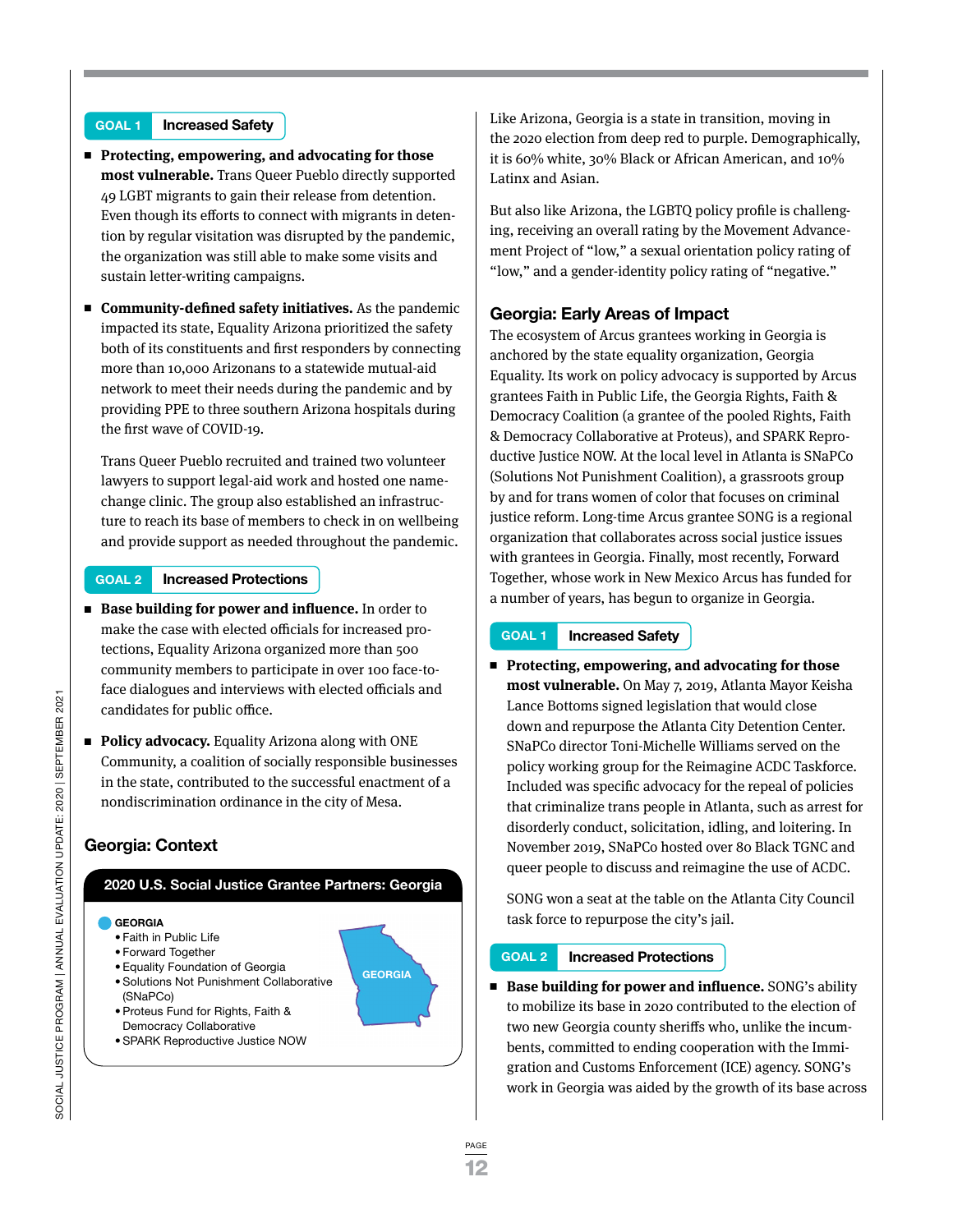**GOAL 1** Increased Safety

- **Protecting, empowering, and advocating for those most vulnerable.** Trans Queer Pueblo directly supported 49 LGBT migrants to gain their release from detention. Even though its efforts to connect with migrants in detention by regular visitation was disrupted by the pandemic, the organization was still able to make some visits and sustain letter-writing campaigns.
- **Community-defined safety initiatives.** As the pandemic impacted its state, Equality Arizona prioritized the safety both of its constituents and first responders by connecting more than 10,000 Arizonans to a statewide mutual-aid network to meet their needs during the pandemic and by providing PPE to three southern Arizona hospitals during the first wave of COVID-19.

  Trans Queer Pueblo recruited and trained two volunteer lawyers to support legal-aid work and hosted one name-change clinic. The group also established an infrastructure to reach its base of members to check in on wellbeing and provide support as needed throughout the pandemic.

**GOAL 2** Increased Protections

- **Base building for power and influence.** In order to make the case with elected officials for increased protections, Equality Arizona organized more than 500 community members to participate in over 100 face-to-face dialogues and interviews with elected officials and candidates for public office.
- **Policy advocacy.** Equality Arizona along with ONE Community, a coalition of socially responsible businesses in the state, contributed to the successful enactment of a nondiscrimination ordinance in the city of Mesa.

## Georgia: Context

**2020 U.S. Social Justice Grantee Partners: Georgia**

**GEORGIA**
- Faith in Public Life
- Forward Together
- Equality Foundation of Georgia
- Solutions Not Punishment Collaborative (SNaPCo)
- Proteus Fund for Rights, Faith & Democracy Collaborative
- SPARK Reproductive Justice NOW

Like Arizona, Georgia is a state in transition, moving in the 2020 election from deep red to purple. Demographically, it is 60% white, 30% Black or African American, and 10% Latinx and Asian.

But also like Arizona, the LGBTQ policy profile is challenging, receiving an overall rating by the Movement Advancement Project of "low," a sexual orientation policy rating of "low," and a gender-identity policy rating of "negative."

## Georgia: Early Areas of Impact

The ecosystem of Arcus grantees working in Georgia is anchored by the state equality organization, Georgia Equality. Its work on policy advocacy is supported by Arcus grantees Faith in Public Life, the Georgia Rights, Faith & Democracy Coalition (a grantee of the pooled Rights, Faith & Democracy Collaborative at Proteus), and SPARK Reproductive Justice NOW. At the local level in Atlanta is SNaPCo (Solutions Not Punishment Coalition), a grassroots group by and for trans women of color that focuses on criminal justice reform. Long-time Arcus grantee SONG is a regional organization that collaborates across social justice issues with grantees in Georgia. Finally, most recently, Forward Together, whose work in New Mexico Arcus has funded for a number of years, has begun to organize in Georgia.

**GOAL 1** Increased Safety

- **Protecting, empowering, and advocating for those most vulnerable.** On May 7, 2019, Atlanta Mayor Keisha Lance Bottoms signed legislation that would close down and repurpose the Atlanta City Detention Center. SNaPCo director Toni-Michelle Williams served on the policy working group for the Reimagine ACDC Taskforce. Included was specific advocacy for the repeal of policies that criminalize trans people in Atlanta, such as arrest for disorderly conduct, solicitation, idling, and loitering. In November 2019, SNaPCo hosted over 80 Black TGNC and queer people to discuss and reimagine the use of ACDC.

  SONG won a seat at the table on the Atlanta City Council task force to repurpose the city's jail.

**GOAL 2** Increased Protections

- **Base building for power and influence.** SONG's ability to mobilize its base in 2020 contributed to the election of two new Georgia county sheriffs who, unlike the incumbents, committed to ending cooperation with the Immigration and Customs Enforcement (ICE) agency. SONG's work in Georgia was aided by the growth of its base across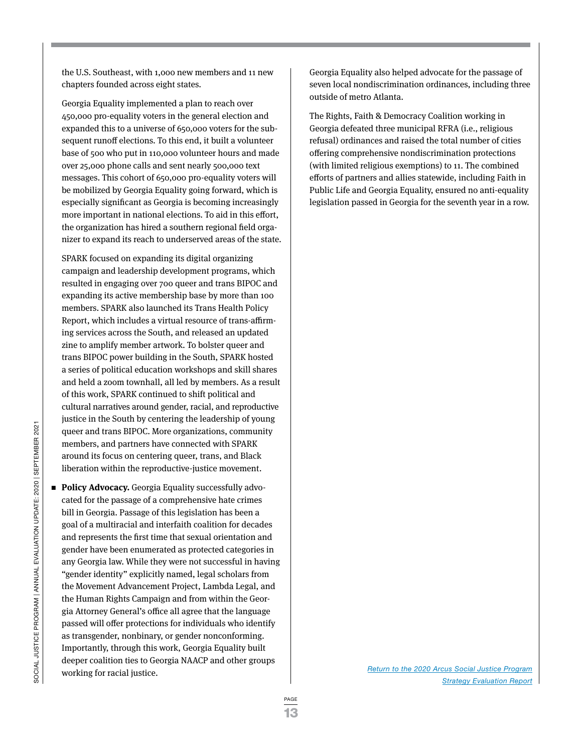the U.S. Southeast, with 1,000 new members and 11 new chapters founded across eight states.

Georgia Equality implemented a plan to reach over 450,000 pro-equality voters in the general election and expanded this to a universe of 650,000 voters for the subsequent runoff elections. To this end, it built a volunteer base of 500 who put in 110,000 volunteer hours and made over 25,000 phone calls and sent nearly 500,000 text messages. This cohort of 650,000 pro-equality voters will be mobilized by Georgia Equality going forward, which is especially significant as Georgia is becoming increasingly more important in national elections. To aid in this effort, the organization has hired a southern regional field organizer to expand its reach to underserved areas of the state.

SPARK focused on expanding its digital organizing campaign and leadership development programs, which resulted in engaging over 700 queer and trans BIPOC and expanding its active membership base by more than 100 members. SPARK also launched its Trans Health Policy Report, which includes a virtual resource of trans-affirming services across the South, and released an updated zine to amplify member artwork. To bolster queer and trans BIPOC power building in the South, SPARK hosted a series of political education workshops and skill shares and held a zoom townhall, all led by members. As a result of this work, SPARK continued to shift political and cultural narratives around gender, racial, and reproductive justice in the South by centering the leadership of young queer and trans BIPOC. More organizations, community members, and partners have connected with SPARK around its focus on centering queer, trans, and Black liberation within the reproductive-justice movement.

- **Policy Advocacy.** Georgia Equality successfully advocated for the passage of a comprehensive hate crimes bill in Georgia. Passage of this legislation has been a goal of a multiracial and interfaith coalition for decades and represents the first time that sexual orientation and gender have been enumerated as protected categories in any Georgia law. While they were not successful in having "gender identity" explicitly named, legal scholars from the Movement Advancement Project, Lambda Legal, and the Human Rights Campaign and from within the Georgia Attorney General's office all agree that the language passed will offer protections for individuals who identify as transgender, nonbinary, or gender nonconforming. Importantly, through this work, Georgia Equality built deeper coalition ties to Georgia NAACP and other groups working for racial justice.

Georgia Equality also helped advocate for the passage of seven local nondiscrimination ordinances, including three outside of metro Atlanta.

The Rights, Faith & Democracy Coalition working in Georgia defeated three municipal RFRA (i.e., religious refusal) ordinances and raised the total number of cities offering comprehensive nondiscrimination protections (with limited religious exemptions) to 11. The combined efforts of partners and allies statewide, including Faith in Public Life and Georgia Equality, ensured no anti-equality legislation passed in Georgia for the seventh year in a row.

Return to the 2020 Arcus Social Justice Program Strategy Evaluation Report